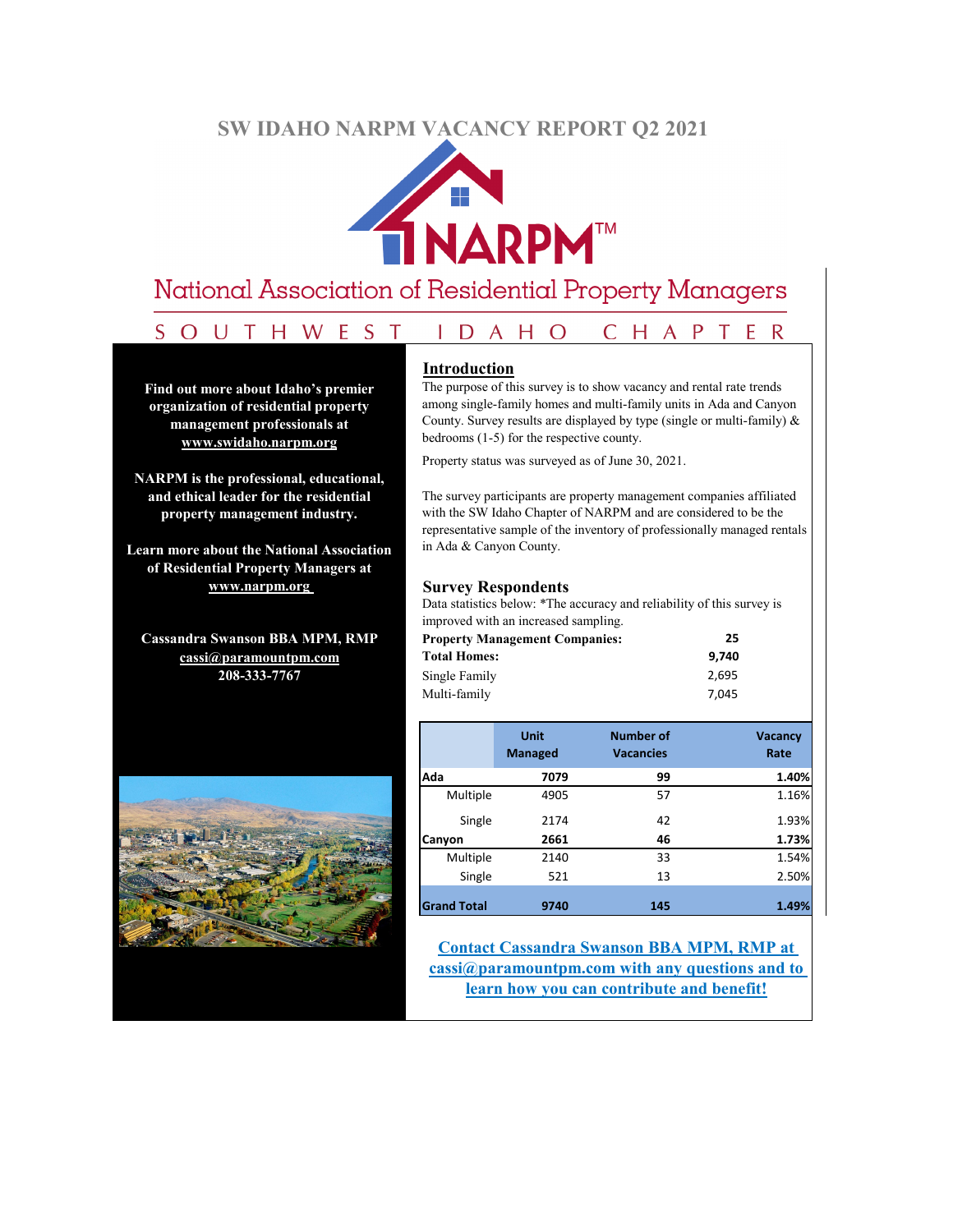# SW IDAHO NARPM VACANCY REPORT Q2 2021

NARPM™

National Association of Residential Property Managers

SOUTHWEST IDAHO CHAPTER

**Find out more about Idaho's premier organization of residential property management professionals at www.swidaho.narpm.org**

**NARPM is the professional, educational, and ethical leader for the residential property management industry.**

**Learn more about the National Association of Residential Property Managers at www.narpm.org**

**Cassandra Swanson BBA MPM, RMP**
**cassi@paramountpm.com**
**208-333-7767**

## Introduction

The purpose of this survey is to show vacancy and rental rate trends among single-family homes and multi-family units in Ada and Canyon County. Survey results are displayed by type (single or multi-family) & bedrooms (1-5) for the respective county.

Property status was surveyed as of June 30, 2021.

The survey participants are property management companies affiliated with the SW Idaho Chapter of NARPM and are considered to be the representative sample of the inventory of professionally managed rentals in Ada & Canyon County.

## Survey Respondents

Data statistics below: *The accuracy and reliability of this survey is improved with an increased sampling.

| | |
|---|---|
| **Property Management Companies:** | **25** |
| **Total Homes:** | **9,740** |
| Single Family | 2,695 |
| Multi-family | 7,045 |

| | Unit Managed | Number of Vacancies | Vacancy Rate |
|---|---|---|---|
| **Ada** | **7079** | **99** | **1.40%** |
| Multiple | 4905 | 57 | 1.16% |
| Single | 2174 | 42 | 1.93% |
| **Canyon** | **2661** | **46** | **1.73%** |
| Multiple | 2140 | 33 | 1.54% |
| Single | 521 | 13 | 2.50% |
| **Grand Total** | **9740** | **145** | **1.49%** |

**Contact Cassandra Swanson BBA MPM, RMP at cassi@paramountpm.com with any questions and to learn how you can contribute and benefit!**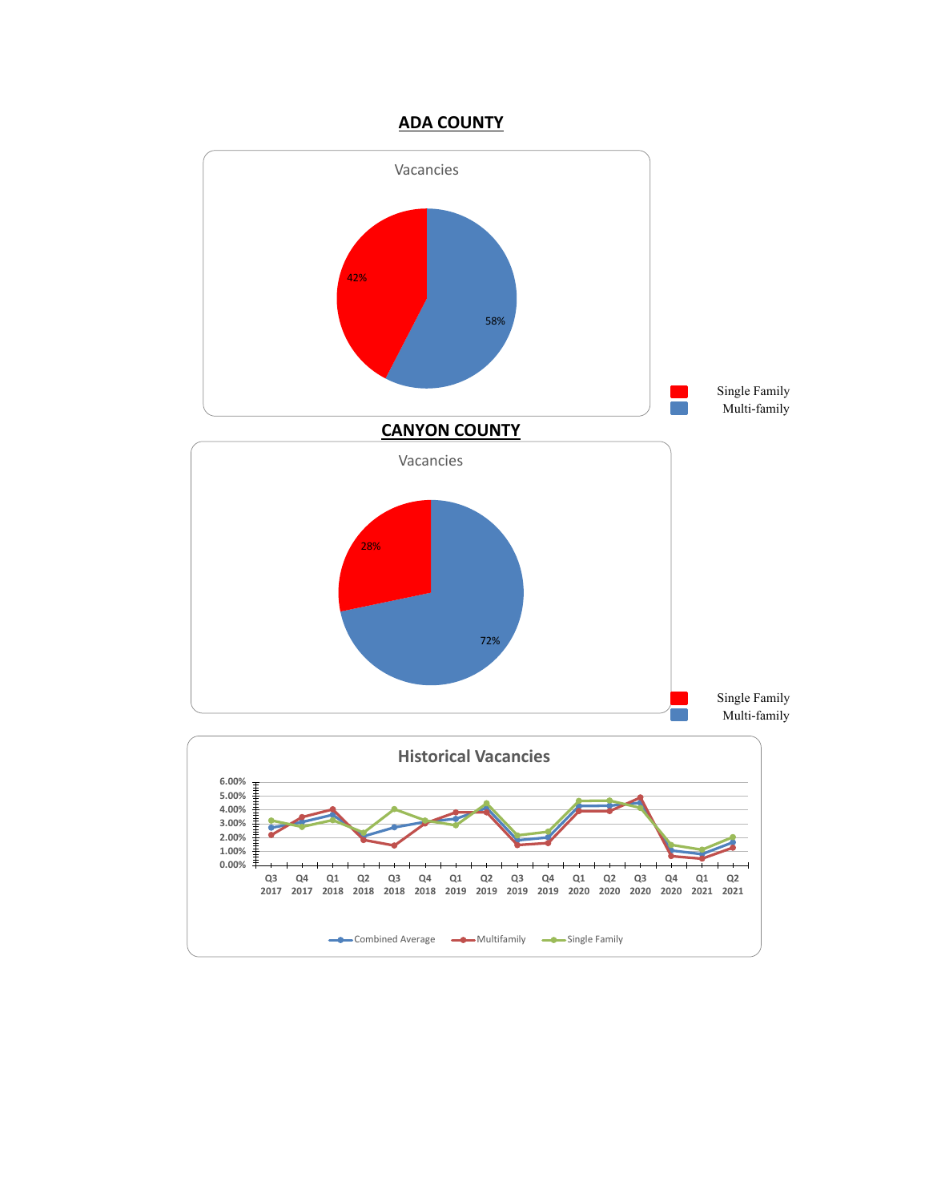## ADA COUNTY

Vacancies

42%

58%

Single Family
Multi-family

## CANYON COUNTY

Vacancies

28%

72%

Single Family
Multi-family

Historical Vacancies

6.00%
5.00%
4.00%
3.00%
2.00%
1.00%
0.00%

Q3 2017 | Q4 2017 | Q1 2018 | Q2 2018 | Q3 2018 | Q4 2018 | Q1 2019 | Q2 2019 | Q3 2019 | Q4 2019 | Q1 2020 | Q2 2020 | Q3 2020 | Q4 2020 | Q1 2021 | Q2 2021

Combined Average | Multifamily | Single Family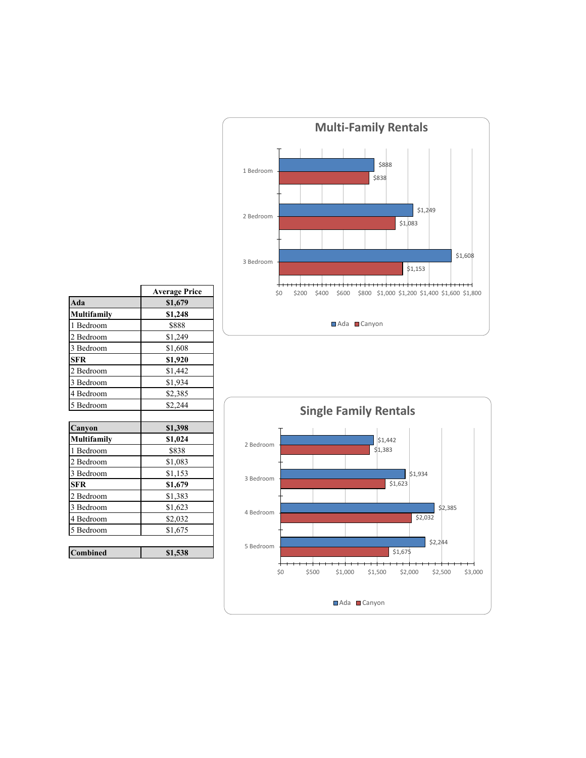| | Average Price |
|---|---|
| **Ada** | **$1,679** |
| **Multifamily** | **$1,248** |
| 1 Bedroom | $888 |
| 2 Bedroom | $1,249 |
| 3 Bedroom | $1,608 |
| **SFR** | **$1,920** |
| 2 Bedroom | $1,442 |
| 3 Bedroom | $1,934 |
| 4 Bedroom | $2,385 |
| 5 Bedroom | $2,244 |
| | |
| **Canyon** | **$1,398** |
| **Multifamily** | **$1,024** |
| 1 Bedroom | $838 |
| 2 Bedroom | $1,083 |
| 3 Bedroom | $1,153 |
| **SFR** | **$1,679** |
| 2 Bedroom | $1,383 |
| 3 Bedroom | $1,623 |
| 4 Bedroom | $2,032 |
| 5 Bedroom | $1,675 |
| | |
| **Combined** | **$1,538** |

## Multi-Family Rentals

| | Ada | Canyon |
|---|---|---|
| 1 Bedroom | $888 | $838 |
| 2 Bedroom | $1,249 | $1,083 |
| 3 Bedroom | $1,608 | $1,153 |

## Single Family Rentals

| | Ada | Canyon |
|---|---|---|
| 2 Bedroom | $1,442 | $1,383 |
| 3 Bedroom | $1,934 | $1,623 |
| 4 Bedroom | $2,385 | $2,032 |
| 5 Bedroom | $2,244 | $1,675 |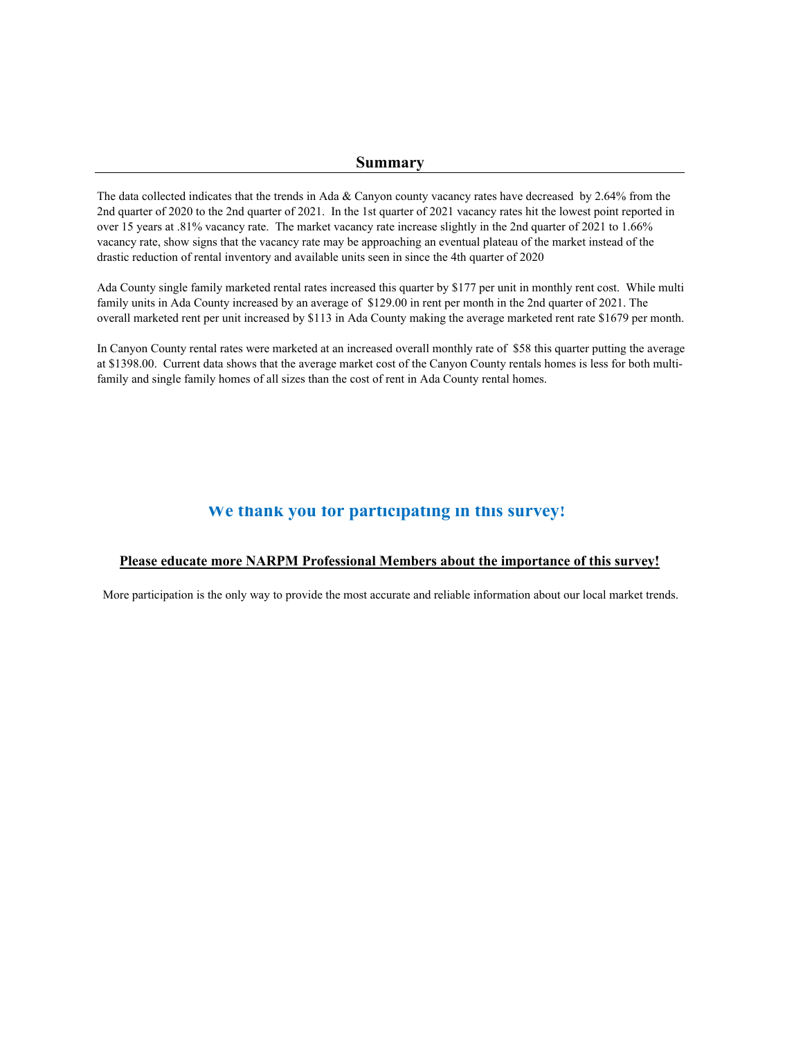## Summary

The data collected indicates that the trends in Ada & Canyon county vacancy rates have decreased by 2.64% from the 2nd quarter of 2020 to the 2nd quarter of 2021. In the 1st quarter of 2021 vacancy rates hit the lowest point reported in over 15 years at .81% vacancy rate. The market vacancy rate increase slightly in the 2nd quarter of 2021 to 1.66% vacancy rate, show signs that the vacancy rate may be approaching an eventual plateau of the market instead of the drastic reduction of rental inventory and available units seen in since the 4th quarter of 2020

Ada County single family marketed rental rates increased this quarter by $177 per unit in monthly rent cost. While multi family units in Ada County increased by an average of $129.00 in rent per month in the 2nd quarter of 2021. The overall marketed rent per unit increased by $113 in Ada County making the average marketed rent rate $1679 per month.

In Canyon County rental rates were marketed at an increased overall monthly rate of $58 this quarter putting the average at $1398.00. Current data shows that the average market cost of the Canyon County rentals homes is less for both multi-family and single family homes of all sizes than the cost of rent in Ada County rental homes.

**We thank you for participating in this survey!**

**Please educate more NARPM Professional Members about the importance of this survey!**

More participation is the only way to provide the most accurate and reliable information about our local market trends.